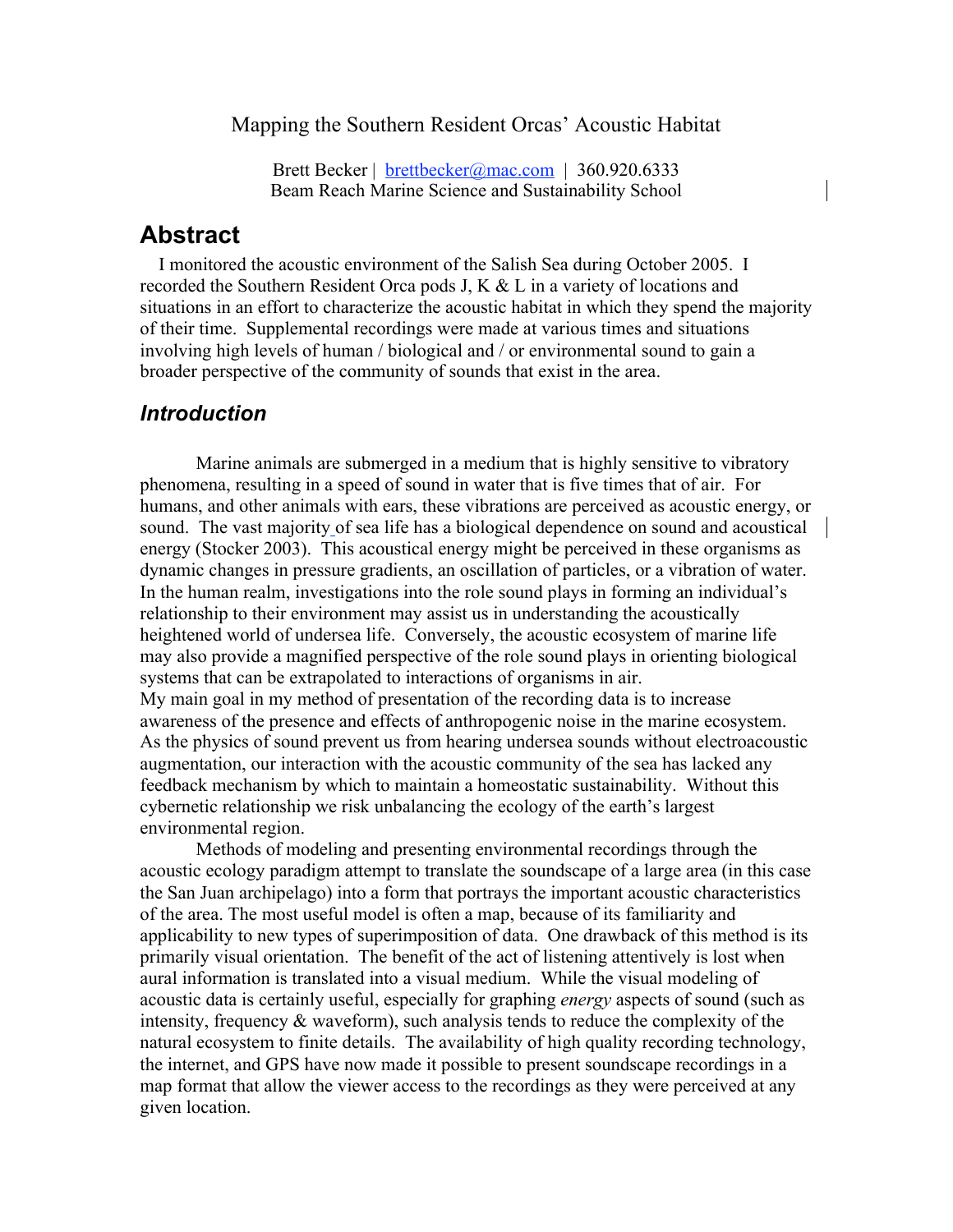Mapping the Southern Resident Orcas' Acoustic Habitat

Brett Becker | brettbecker@mac.com | 360.920.6333
Beam Reach Marine Science and Sustainability School

# Abstract

I monitored the acoustic environment of the Salish Sea during October 2005. I recorded the Southern Resident Orca pods J, K & L in a variety of locations and situations in an effort to characterize the acoustic habitat in which they spend the majority of their time. Supplemental recordings were made at various times and situations involving high levels of human / biological and / or environmental sound to gain a broader perspective of the community of sounds that exist in the area.

## *Introduction*

Marine animals are submerged in a medium that is highly sensitive to vibratory phenomena, resulting in a speed of sound in water that is five times that of air. For humans, and other animals with ears, these vibrations are perceived as acoustic energy, or sound. The vast majority of sea life has a biological dependence on sound and acoustical energy (Stocker 2003). This acoustical energy might be perceived in these organisms as dynamic changes in pressure gradients, an oscillation of particles, or a vibration of water. In the human realm, investigations into the role sound plays in forming an individual's relationship to their environment may assist us in understanding the acoustically heightened world of undersea life. Conversely, the acoustic ecosystem of marine life may also provide a magnified perspective of the role sound plays in orienting biological systems that can be extrapolated to interactions of organisms in air.
My main goal in my method of presentation of the recording data is to increase awareness of the presence and effects of anthropogenic noise in the marine ecosystem. As the physics of sound prevent us from hearing undersea sounds without electroacoustic augmentation, our interaction with the acoustic community of the sea has lacked any feedback mechanism by which to maintain a homeostatic sustainability. Without this cybernetic relationship we risk unbalancing the ecology of the earth's largest environmental region.

Methods of modeling and presenting environmental recordings through the acoustic ecology paradigm attempt to translate the soundscape of a large area (in this case the San Juan archipelago) into a form that portrays the important acoustic characteristics of the area. The most useful model is often a map, because of its familiarity and applicability to new types of superimposition of data. One drawback of this method is its primarily visual orientation. The benefit of the act of listening attentively is lost when aural information is translated into a visual medium. While the visual modeling of acoustic data is certainly useful, especially for graphing *energy* aspects of sound (such as intensity, frequency & waveform), such analysis tends to reduce the complexity of the natural ecosystem to finite details. The availability of high quality recording technology, the internet, and GPS have now made it possible to present soundscape recordings in a map format that allow the viewer access to the recordings as they were perceived at any given location.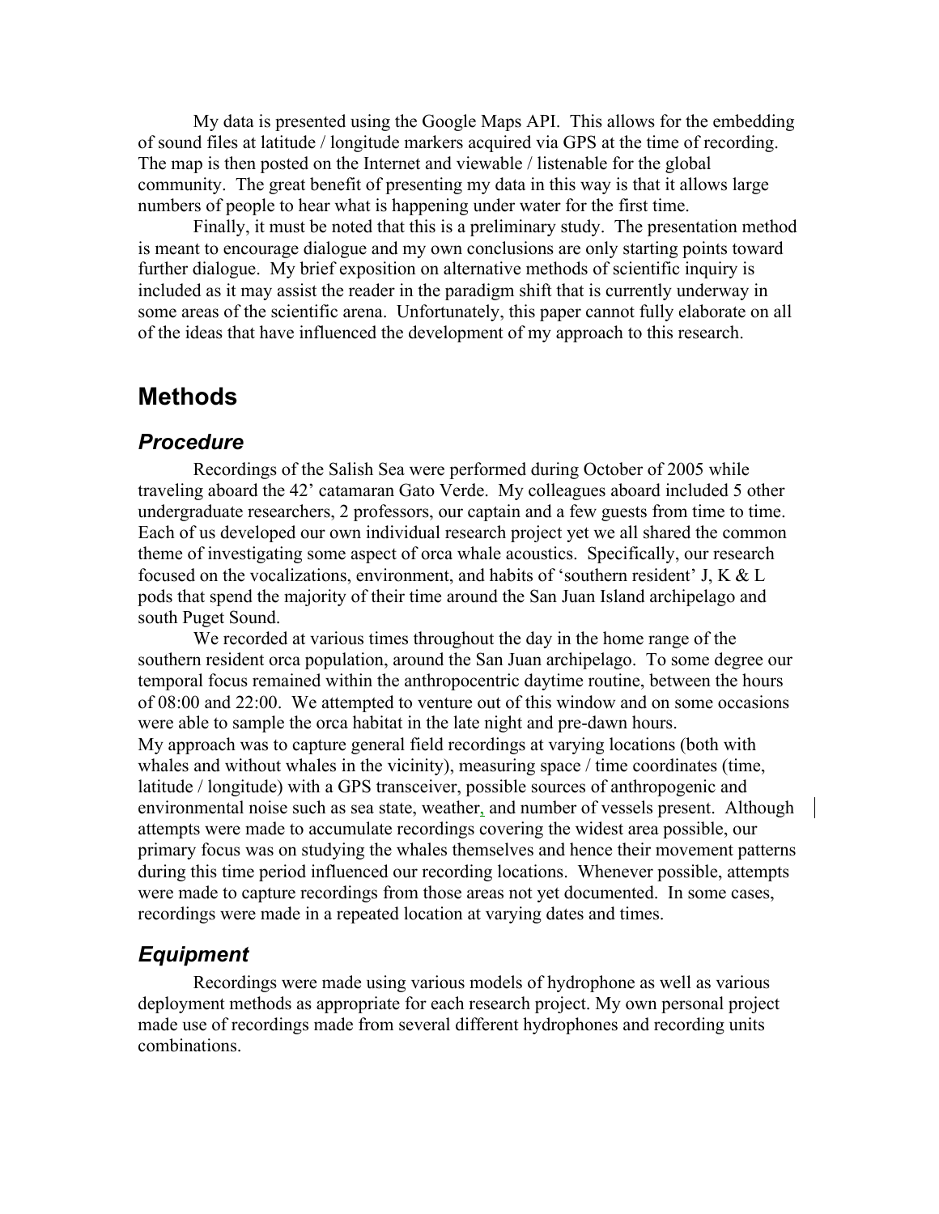My data is presented using the Google Maps API. This allows for the embedding of sound files at latitude / longitude markers acquired via GPS at the time of recording. The map is then posted on the Internet and viewable / listenable for the global community. The great benefit of presenting my data in this way is that it allows large numbers of people to hear what is happening under water for the first time.

Finally, it must be noted that this is a preliminary study. The presentation method is meant to encourage dialogue and my own conclusions are only starting points toward further dialogue. My brief exposition on alternative methods of scientific inquiry is included as it may assist the reader in the paradigm shift that is currently underway in some areas of the scientific arena. Unfortunately, this paper cannot fully elaborate on all of the ideas that have influenced the development of my approach to this research.

## Methods

### *Procedure*

Recordings of the Salish Sea were performed during October of 2005 while traveling aboard the 42' catamaran Gato Verde. My colleagues aboard included 5 other undergraduate researchers, 2 professors, our captain and a few guests from time to time. Each of us developed our own individual research project yet we all shared the common theme of investigating some aspect of orca whale acoustics. Specifically, our research focused on the vocalizations, environment, and habits of 'southern resident' J, K & L pods that spend the majority of their time around the San Juan Island archipelago and south Puget Sound.

We recorded at various times throughout the day in the home range of the southern resident orca population, around the San Juan archipelago. To some degree our temporal focus remained within the anthropocentric daytime routine, between the hours of 08:00 and 22:00. We attempted to venture out of this window and on some occasions were able to sample the orca habitat in the late night and pre-dawn hours.

My approach was to capture general field recordings at varying locations (both with whales and without whales in the vicinity), measuring space / time coordinates (time, latitude / longitude) with a GPS transceiver, possible sources of anthropogenic and environmental noise such as sea state, weather, and number of vessels present. Although attempts were made to accumulate recordings covering the widest area possible, our primary focus was on studying the whales themselves and hence their movement patterns during this time period influenced our recording locations. Whenever possible, attempts were made to capture recordings from those areas not yet documented. In some cases, recordings were made in a repeated location at varying dates and times.

### *Equipment*

Recordings were made using various models of hydrophone as well as various deployment methods as appropriate for each research project. My own personal project made use of recordings made from several different hydrophones and recording units combinations.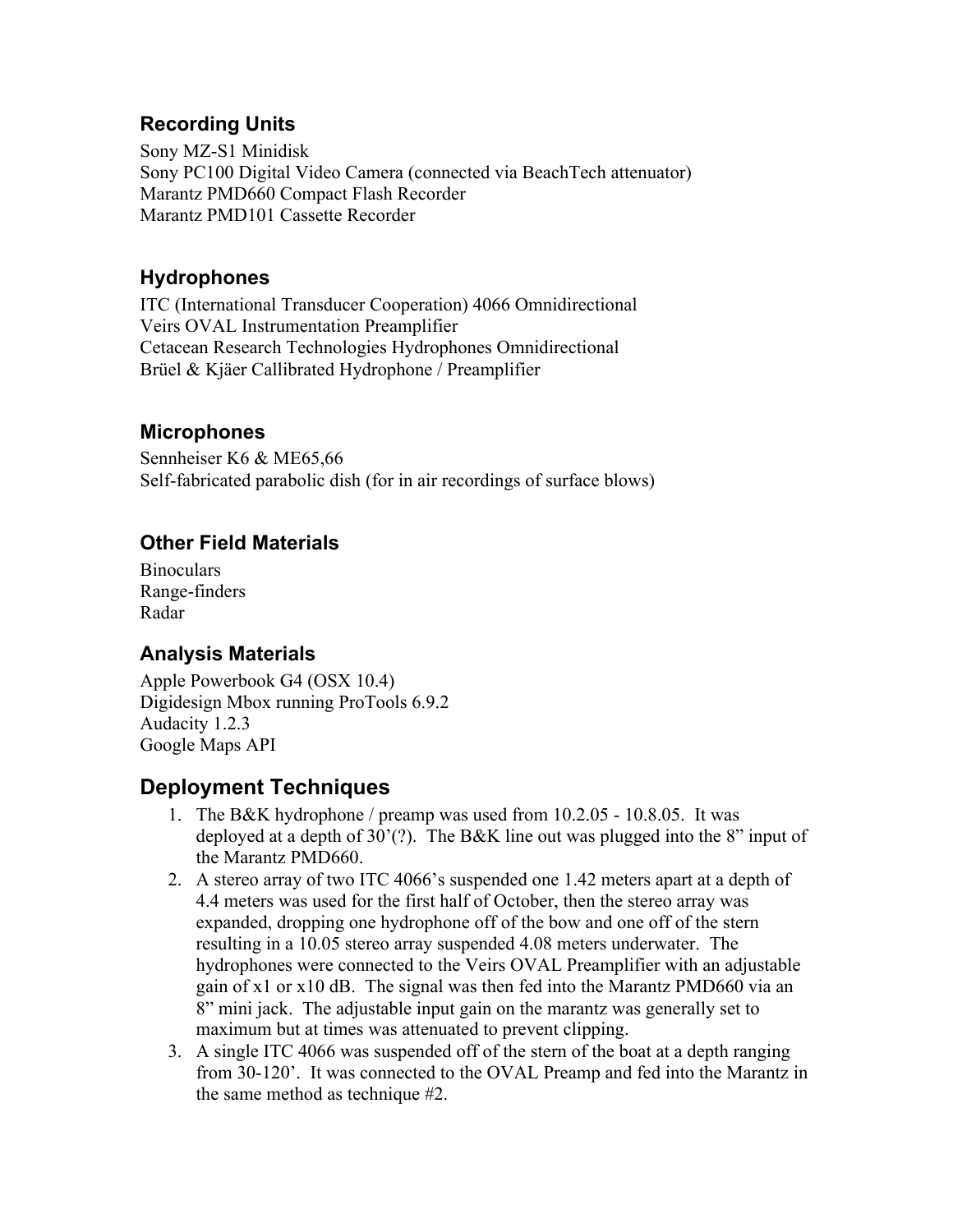### Recording Units

Sony MZ-S1 Minidisk
Sony PC100 Digital Video Camera (connected via BeachTech attenuator)
Marantz PMD660 Compact Flash Recorder
Marantz PMD101 Cassette Recorder

### Hydrophones

ITC (International Transducer Cooperation) 4066 Omnidirectional
Veirs OVAL Instrumentation Preamplifier
Cetacean Research Technologies Hydrophones Omnidirectional
Brüel & Kjäer Callibrated Hydrophone / Preamplifier

### Microphones

Sennheiser K6 & ME65,66
Self-fabricated parabolic dish (for in air recordings of surface blows)

### Other Field Materials

Binoculars
Range-finders
Radar

### Analysis Materials

Apple Powerbook G4 (OSX 10.4)
Digidesign Mbox running ProTools 6.9.2
Audacity 1.2.3
Google Maps API

## Deployment Techniques

1. The B&K hydrophone / preamp was used from 10.2.05 - 10.8.05. It was deployed at a depth of 30'(?). The B&K line out was plugged into the 8" input of the Marantz PMD660.
2. A stereo array of two ITC 4066's suspended one 1.42 meters apart at a depth of 4.4 meters was used for the first half of October, then the stereo array was expanded, dropping one hydrophone off of the bow and one off of the stern resulting in a 10.05 stereo array suspended 4.08 meters underwater. The hydrophones were connected to the Veirs OVAL Preamplifier with an adjustable gain of x1 or x10 dB. The signal was then fed into the Marantz PMD660 via an 8" mini jack. The adjustable input gain on the marantz was generally set to maximum but at times was attenuated to prevent clipping.
3. A single ITC 4066 was suspended off of the stern of the boat at a depth ranging from 30-120'. It was connected to the OVAL Preamp and fed into the Marantz in the same method as technique #2.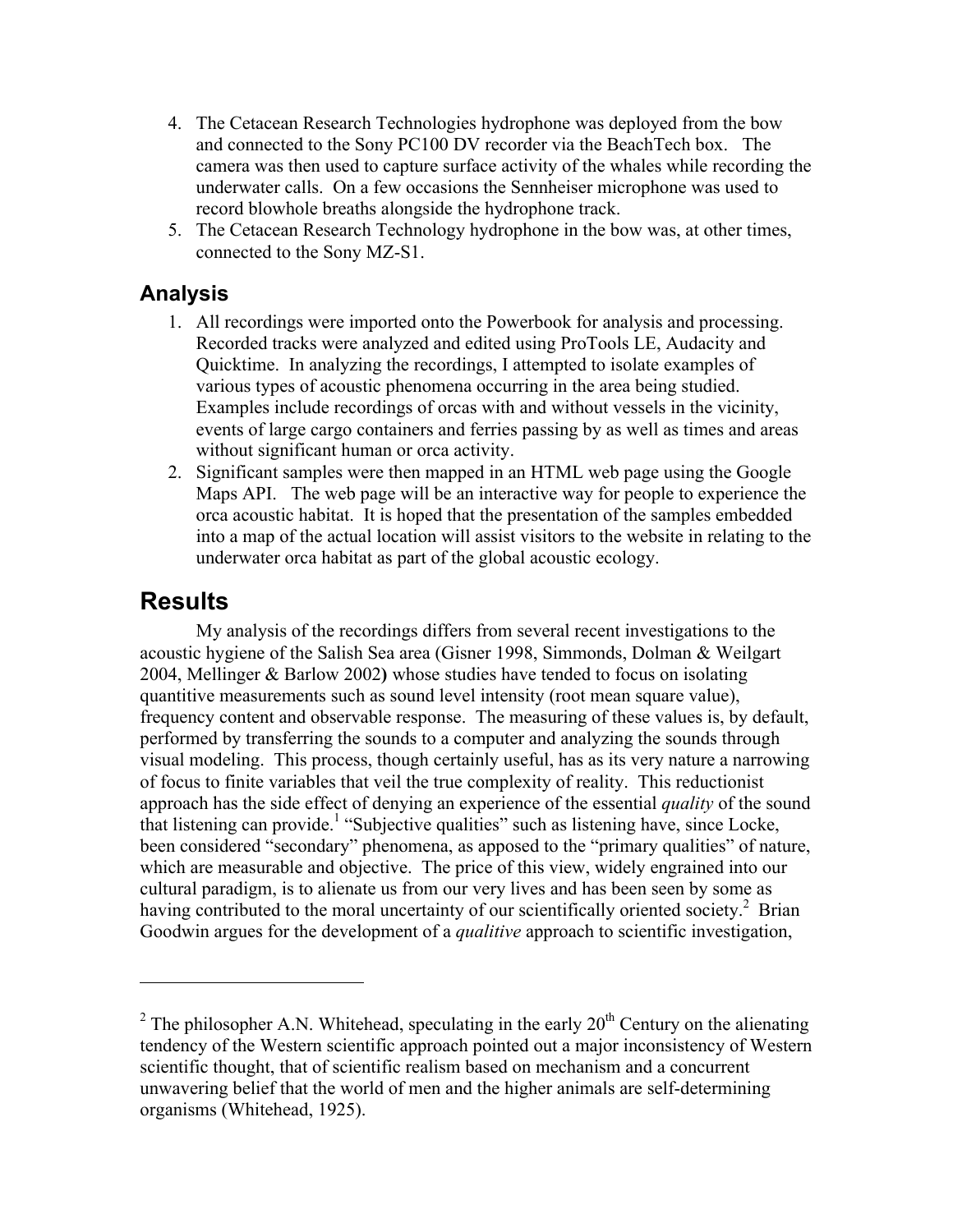4. The Cetacean Research Technologies hydrophone was deployed from the bow and connected to the Sony PC100 DV recorder via the BeachTech box. The camera was then used to capture surface activity of the whales while recording the underwater calls. On a few occasions the Sennheiser microphone was used to record blowhole breaths alongside the hydrophone track.
5. The Cetacean Research Technology hydrophone in the bow was, at other times, connected to the Sony MZ-S1.

## Analysis

1. All recordings were imported onto the Powerbook for analysis and processing. Recorded tracks were analyzed and edited using ProTools LE, Audacity and Quicktime. In analyzing the recordings, I attempted to isolate examples of various types of acoustic phenomena occurring in the area being studied. Examples include recordings of orcas with and without vessels in the vicinity, events of large cargo containers and ferries passing by as well as times and areas without significant human or orca activity.
2. Significant samples were then mapped in an HTML web page using the Google Maps API. The web page will be an interactive way for people to experience the orca acoustic habitat. It is hoped that the presentation of the samples embedded into a map of the actual location will assist visitors to the website in relating to the underwater orca habitat as part of the global acoustic ecology.

# Results

My analysis of the recordings differs from several recent investigations to the acoustic hygiene of the Salish Sea area (Gisner 1998, Simmonds, Dolman & Weilgart 2004, Mellinger & Barlow 2002**)** whose studies have tended to focus on isolating quantitive measurements such as sound level intensity (root mean square value), frequency content and observable response. The measuring of these values is, by default, performed by transferring the sounds to a computer and analyzing the sounds through visual modeling. This process, though certainly useful, has as its very nature a narrowing of focus to finite variables that veil the true complexity of reality. This reductionist approach has the side effect of denying an experience of the essential *quality* of the sound that listening can provide.[1] "Subjective qualities" such as listening have, since Locke, been considered "secondary" phenomena, as apposed to the "primary qualities" of nature, which are measurable and objective. The price of this view, widely engrained into our cultural paradigm, is to alienate us from our very lives and has been seen by some as having contributed to the moral uncertainty of our scientifically oriented society.[2] Brian Goodwin argues for the development of a *qualitive* approach to scientific investigation,

---

[2] The philosopher A.N. Whitehead, speculating in the early 20th Century on the alienating tendency of the Western scientific approach pointed out a major inconsistency of Western scientific thought, that of scientific realism based on mechanism and a concurrent unwavering belief that the world of men and the higher animals are self-determining organisms (Whitehead, 1925).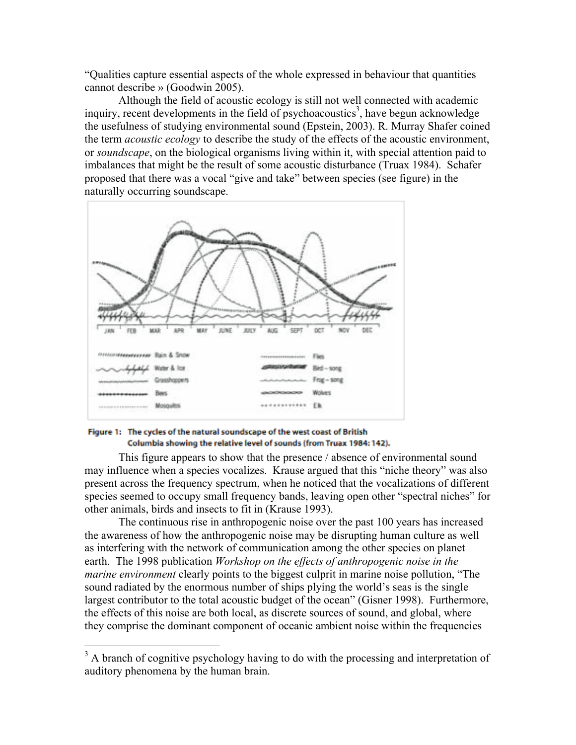"Qualities capture essential aspects of the whole expressed in behaviour that quantities cannot describe » (Goodwin 2005).

Although the field of acoustic ecology is still not well connected with academic inquiry, recent developments in the field of psychoacoustics[3], have begun acknowledge the usefulness of studying environmental sound (Epstein, 2003). R. Murray Shafer coined the term *acoustic ecology* to describe the study of the effects of the acoustic environment, or *soundscape*, on the biological organisms living within it, with special attention paid to imbalances that might be the result of some acoustic disturbance (Truax 1984). Schafer proposed that there was a vocal "give and take" between species (see figure) in the naturally occurring soundscape.

**Figure 1: The cycles of the natural soundscape of the west coast of British Columbia showing the relative level of sounds (from Truax 1984: 142).**

This figure appears to show that the presence / absence of environmental sound may influence when a species vocalizes. Krause argued that this "niche theory" was also present across the frequency spectrum, when he noticed that the vocalizations of different species seemed to occupy small frequency bands, leaving open other "spectral niches" for other animals, birds and insects to fit in (Krause 1993).

The continuous rise in anthropogenic noise over the past 100 years has increased the awareness of how the anthropogenic noise may be disrupting human culture as well as interfering with the network of communication among the other species on planet earth. The 1998 publication *Workshop on the effects of anthropogenic noise in the marine environment* clearly points to the biggest culprit in marine noise pollution, "The sound radiated by the enormous number of ships plying the world's seas is the single largest contributor to the total acoustic budget of the ocean" (Gisner 1998). Furthermore, the effects of this noise are both local, as discrete sources of sound, and global, where they comprise the dominant component of oceanic ambient noise within the frequencies

[3] A branch of cognitive psychology having to do with the processing and interpretation of auditory phenomena by the human brain.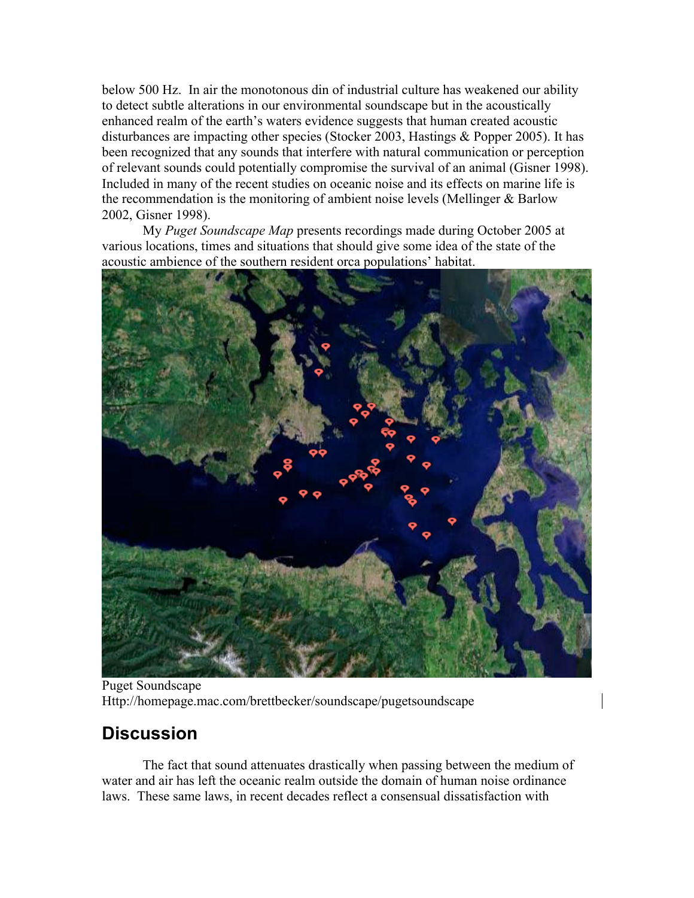below 500 Hz. In air the monotonous din of industrial culture has weakened our ability to detect subtle alterations in our environmental soundscape but in the acoustically enhanced realm of the earth's waters evidence suggests that human created acoustic disturbances are impacting other species (Stocker 2003, Hastings & Popper 2005). It has been recognized that any sounds that interfere with natural communication or perception of relevant sounds could potentially compromise the survival of an animal (Gisner 1998). Included in many of the recent studies on oceanic noise and its effects on marine life is the recommendation is the monitoring of ambient noise levels (Mellinger & Barlow 2002, Gisner 1998).

My *Puget Soundscape Map* presents recordings made during October 2005 at various locations, times and situations that should give some idea of the state of the acoustic ambience of the southern resident orca populations' habitat.

Puget Soundscape
Http://homepage.mac.com/brettbecker/soundscape/pugetsoundscape

## Discussion

The fact that sound attenuates drastically when passing between the medium of water and air has left the oceanic realm outside the domain of human noise ordinance laws. These same laws, in recent decades reflect a consensual dissatisfaction with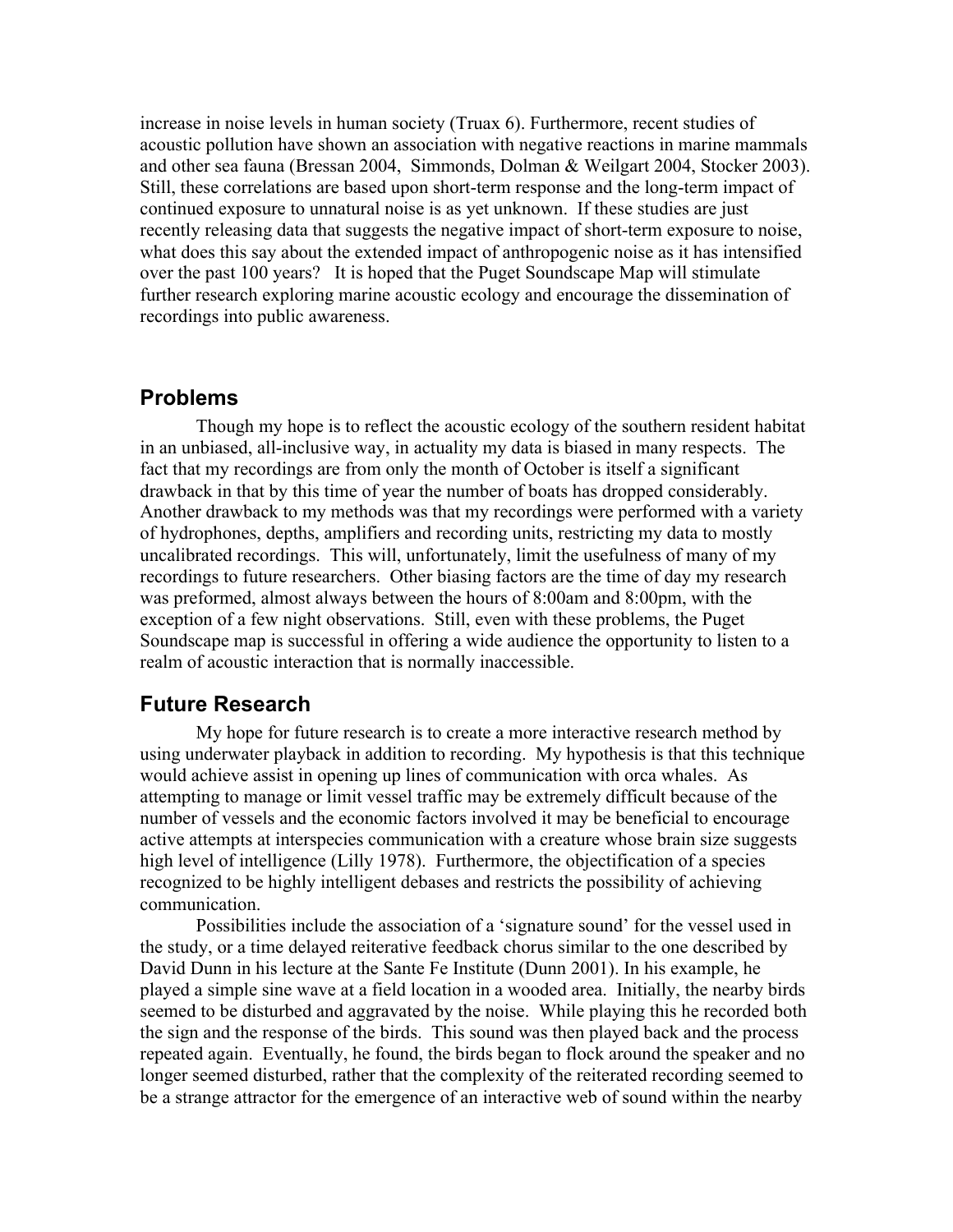increase in noise levels in human society (Truax 6). Furthermore, recent studies of acoustic pollution have shown an association with negative reactions in marine mammals and other sea fauna (Bressan 2004, Simmonds, Dolman & Weilgart 2004, Stocker 2003). Still, these correlations are based upon short-term response and the long-term impact of continued exposure to unnatural noise is as yet unknown. If these studies are just recently releasing data that suggests the negative impact of short-term exposure to noise, what does this say about the extended impact of anthropogenic noise as it has intensified over the past 100 years? It is hoped that the Puget Soundscape Map will stimulate further research exploring marine acoustic ecology and encourage the dissemination of recordings into public awareness.

## Problems

Though my hope is to reflect the acoustic ecology of the southern resident habitat in an unbiased, all-inclusive way, in actuality my data is biased in many respects. The fact that my recordings are from only the month of October is itself a significant drawback in that by this time of year the number of boats has dropped considerably. Another drawback to my methods was that my recordings were performed with a variety of hydrophones, depths, amplifiers and recording units, restricting my data to mostly uncalibrated recordings. This will, unfortunately, limit the usefulness of many of my recordings to future researchers. Other biasing factors are the time of day my research was preformed, almost always between the hours of 8:00am and 8:00pm, with the exception of a few night observations. Still, even with these problems, the Puget Soundscape map is successful in offering a wide audience the opportunity to listen to a realm of acoustic interaction that is normally inaccessible.

## Future Research

My hope for future research is to create a more interactive research method by using underwater playback in addition to recording. My hypothesis is that this technique would achieve assist in opening up lines of communication with orca whales. As attempting to manage or limit vessel traffic may be extremely difficult because of the number of vessels and the economic factors involved it may be beneficial to encourage active attempts at interspecies communication with a creature whose brain size suggests high level of intelligence (Lilly 1978). Furthermore, the objectification of a species recognized to be highly intelligent debases and restricts the possibility of achieving communication.

Possibilities include the association of a 'signature sound' for the vessel used in the study, or a time delayed reiterative feedback chorus similar to the one described by David Dunn in his lecture at the Sante Fe Institute (Dunn 2001). In his example, he played a simple sine wave at a field location in a wooded area. Initially, the nearby birds seemed to be disturbed and aggravated by the noise. While playing this he recorded both the sign and the response of the birds. This sound was then played back and the process repeated again. Eventually, he found, the birds began to flock around the speaker and no longer seemed disturbed, rather that the complexity of the reiterated recording seemed to be a strange attractor for the emergence of an interactive web of sound within the nearby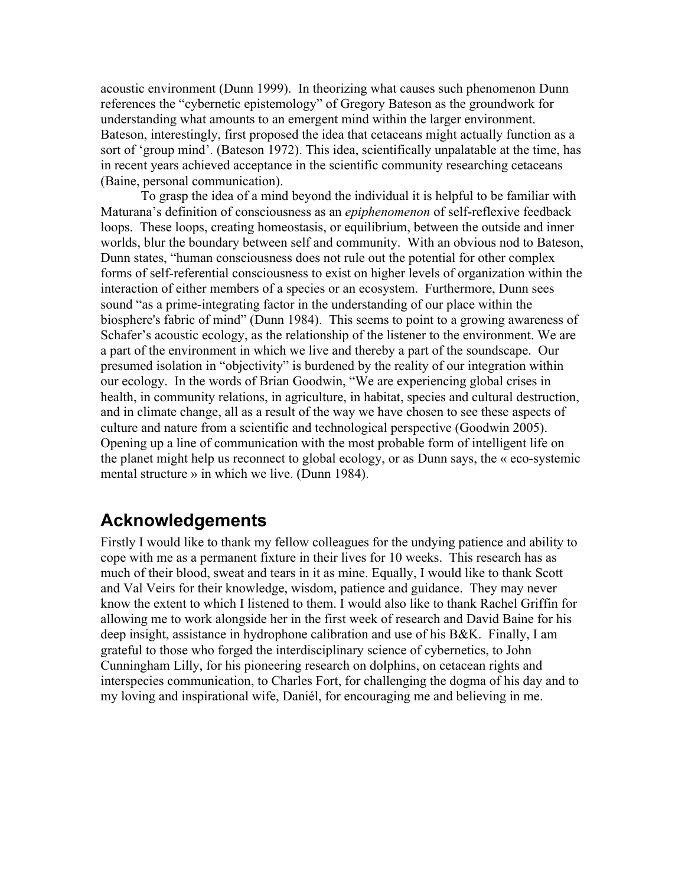acoustic environment (Dunn 1999). In theorizing what causes such phenomenon Dunn references the "cybernetic epistemology" of Gregory Bateson as the groundwork for understanding what amounts to an emergent mind within the larger environment. Bateson, interestingly, first proposed the idea that cetaceans might actually function as a sort of 'group mind'. (Bateson 1972). This idea, scientifically unpalatable at the time, has in recent years achieved acceptance in the scientific community researching cetaceans (Baine, personal communication).

To grasp the idea of a mind beyond the individual it is helpful to be familiar with Maturana's definition of consciousness as an *epiphenomenon* of self-reflexive feedback loops. These loops, creating homeostasis, or equilibrium, between the outside and inner worlds, blur the boundary between self and community. With an obvious nod to Bateson, Dunn states, "human consciousness does not rule out the potential for other complex forms of self-referential consciousness to exist on higher levels of organization within the interaction of either members of a species or an ecosystem. Furthermore, Dunn sees sound "as a prime-integrating factor in the understanding of our place within the biosphere's fabric of mind" (Dunn 1984). This seems to point to a growing awareness of Schafer's acoustic ecology, as the relationship of the listener to the environment. We are a part of the environment in which we live and thereby a part of the soundscape. Our presumed isolation in "objectivity" is burdened by the reality of our integration within our ecology. In the words of Brian Goodwin, "We are experiencing global crises in health, in community relations, in agriculture, in habitat, species and cultural destruction, and in climate change, all as a result of the way we have chosen to see these aspects of culture and nature from a scientific and technological perspective (Goodwin 2005). Opening up a line of communication with the most probable form of intelligent life on the planet might help us reconnect to global ecology, or as Dunn says, the « eco-systemic mental structure » in which we live. (Dunn 1984).

## Acknowledgements

Firstly I would like to thank my fellow colleagues for the undying patience and ability to cope with me as a permanent fixture in their lives for 10 weeks. This research has as much of their blood, sweat and tears in it as mine. Equally, I would like to thank Scott and Val Veirs for their knowledge, wisdom, patience and guidance. They may never know the extent to which I listened to them. I would also like to thank Rachel Griffin for allowing me to work alongside her in the first week of research and David Baine for his deep insight, assistance in hydrophone calibration and use of his B&K. Finally, I am grateful to those who forged the interdisciplinary science of cybernetics, to John Cunningham Lilly, for his pioneering research on dolphins, on cetacean rights and interspecies communication, to Charles Fort, for challenging the dogma of his day and to my loving and inspirational wife, Daniél, for encouraging me and believing in me.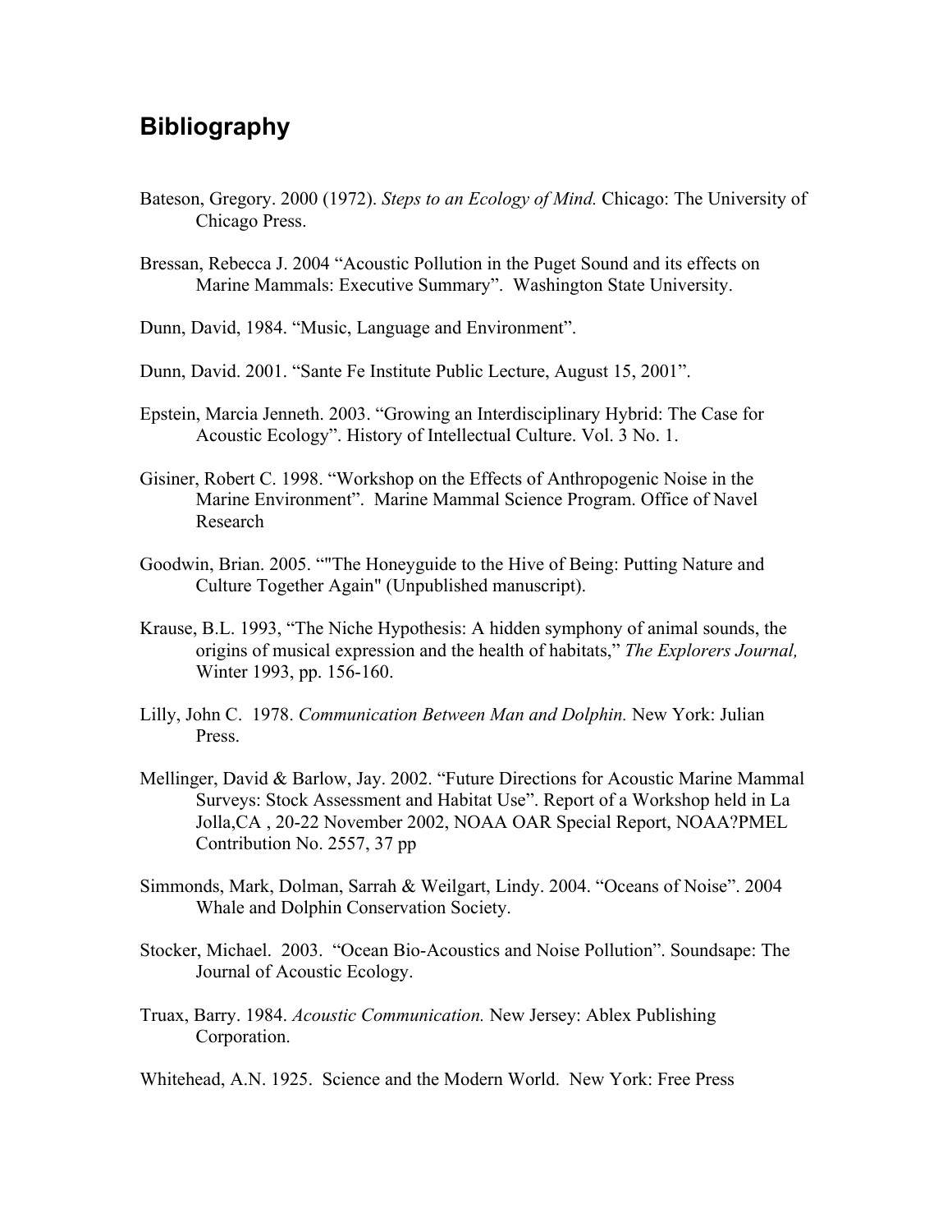## Bibliography

Bateson, Gregory. 2000 (1972). *Steps to an Ecology of Mind.* Chicago: The University of Chicago Press.

Bressan, Rebecca J. 2004 “Acoustic Pollution in the Puget Sound and its effects on Marine Mammals: Executive Summary”. Washington State University.

Dunn, David, 1984. “Music, Language and Environment”.

Dunn, David. 2001. “Sante Fe Institute Public Lecture, August 15, 2001”.

Epstein, Marcia Jenneth. 2003. “Growing an Interdisciplinary Hybrid: The Case for Acoustic Ecology”. History of Intellectual Culture. Vol. 3 No. 1.

Gisiner, Robert C. 1998. “Workshop on the Effects of Anthropogenic Noise in the Marine Environment”. Marine Mammal Science Program. Office of Navel Research

Goodwin, Brian. 2005. “"The Honeyguide to the Hive of Being: Putting Nature and Culture Together Again" (Unpublished manuscript).

Krause, B.L. 1993, “The Niche Hypothesis: A hidden symphony of animal sounds, the origins of musical expression and the health of habitats,” *The Explorers Journal,* Winter 1993, pp. 156-160.

Lilly, John C. 1978. *Communication Between Man and Dolphin.* New York: Julian Press.

Mellinger, David & Barlow, Jay. 2002. “Future Directions for Acoustic Marine Mammal Surveys: Stock Assessment and Habitat Use”. Report of a Workshop held in La Jolla,CA , 20-22 November 2002, NOAA OAR Special Report, NOAA?PMEL Contribution No. 2557, 37 pp

Simmonds, Mark, Dolman, Sarrah & Weilgart, Lindy. 2004. “Oceans of Noise”. 2004 Whale and Dolphin Conservation Society.

Stocker, Michael. 2003. “Ocean Bio-Acoustics and Noise Pollution”. Soundsape: The Journal of Acoustic Ecology.

Truax, Barry. 1984. *Acoustic Communication.* New Jersey: Ablex Publishing Corporation.

Whitehead, A.N. 1925. Science and the Modern World. New York: Free Press